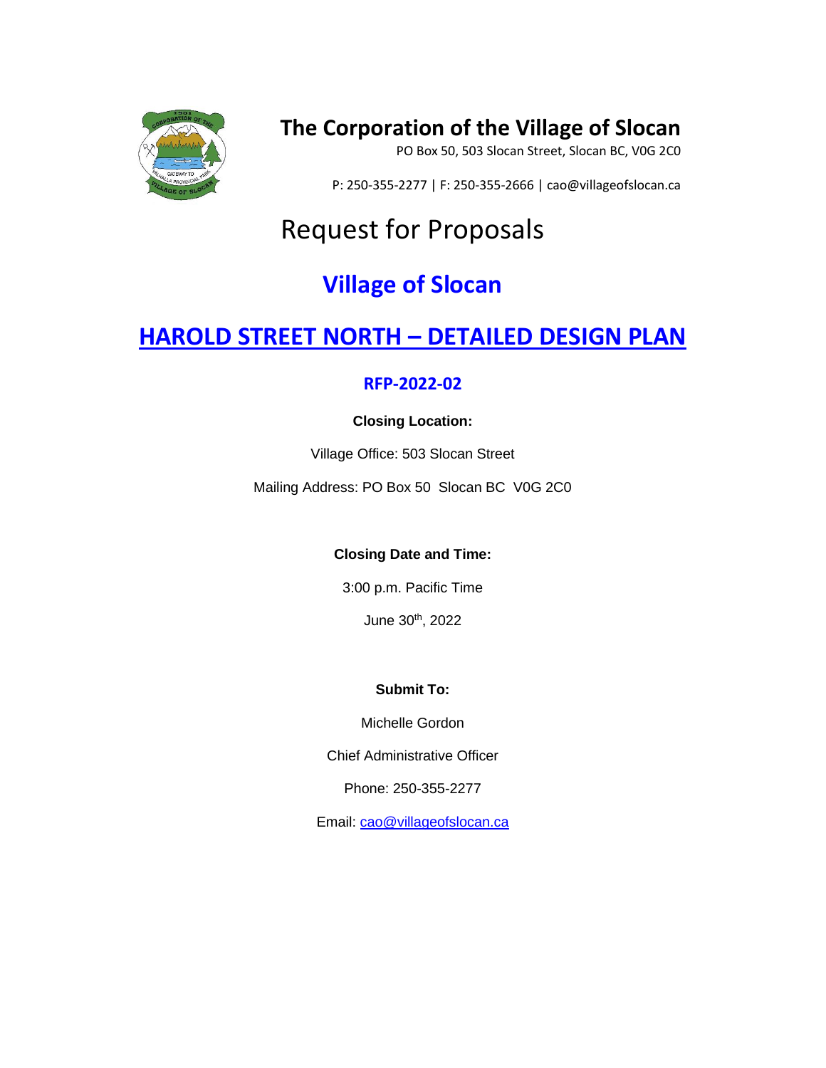# The Corporation of the Village of Slocan

PO Box 50, 503 Slocan Street, Slocan BC, V0G 2C0

P: 250-355-2277 | F: 250-355-2666 | cao@villageofslocan.ca

# Request for Proposals

## Village of Slocan

## HAROLD STREET NORTH – DETAILED DESIGN PLAN

### RFP-2022-02

**Closing Location:**

Village Office: 503 Slocan Street

Mailing Address: PO Box 50 Slocan BC V0G 2C0

**Closing Date and Time:**

3:00 p.m. Pacific Time

June 30th, 2022

**Submit To:**

Michelle Gordon

Chief Administrative Officer

Phone: 250-355-2277

Email: cao@villageofslocan.ca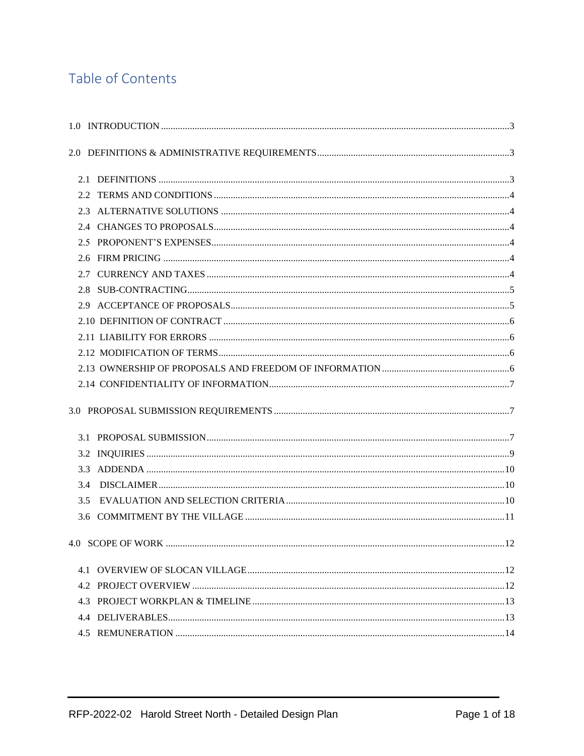# Table of Contents

1.0 INTRODUCTION ....................................................................................................................3

2.0 DEFINITIONS & ADMINISTRATIVE REQUIREMENTS ....................................................3

- 2.1 DEFINITIONS ....................................................................................................................3
- 2.2 TERMS AND CONDITIONS ...............................................................................................4
- 2.3 ALTERNATIVE SOLUTIONS .............................................................................................4
- 2.4 CHANGES TO PROPOSALS...............................................................................................4
- 2.5 PROPONENT'S EXPENSES.................................................................................................4
- 2.6 FIRM PRICING ...................................................................................................................4
- 2.7 CURRENCY AND TAXES ...................................................................................................4
- 2.8 SUB-CONTRACTING...........................................................................................................5
- 2.9 ACCEPTANCE OF PROPOSALS..........................................................................................5
- 2.10 DEFINITION OF CONTRACT ...........................................................................................6
- 2.11 LIABILITY FOR ERRORS .................................................................................................6
- 2.12 MODIFICATION OF TERMS..............................................................................................6
- 2.13 OWNERSHIP OF PROPOSALS AND FREEDOM OF INFORMATION ..................................6
- 2.14 CONFIDENTIALITY OF INFORMATION............................................................................7

3.0 PROPOSAL SUBMISSION REQUIREMENTS .......................................................................7

- 3.1 PROPOSAL SUBMISSION.....................................................................................................7
- 3.2 INQUIRIES ..........................................................................................................................9
- 3.3 ADDENDA ..........................................................................................................................10
- 3.4 DISCLAIMER.......................................................................................................................10
- 3.5 EVALUATION AND SELECTION CRITERIA........................................................................10
- 3.6 COMMITMENT BY THE VILLAGE .......................................................................................11

4.0 SCOPE OF WORK .................................................................................................................12

- 4.1 OVERVIEW OF SLOCAN VILLAGE.......................................................................................12
- 4.2 PROJECT OVERVIEW .........................................................................................................12
- 4.3 PROJECT WORKPLAN & TIMELINE....................................................................................13
- 4.4 DELIVERABLES...................................................................................................................13
- 4.5 REMUNERATION ...............................................................................................................14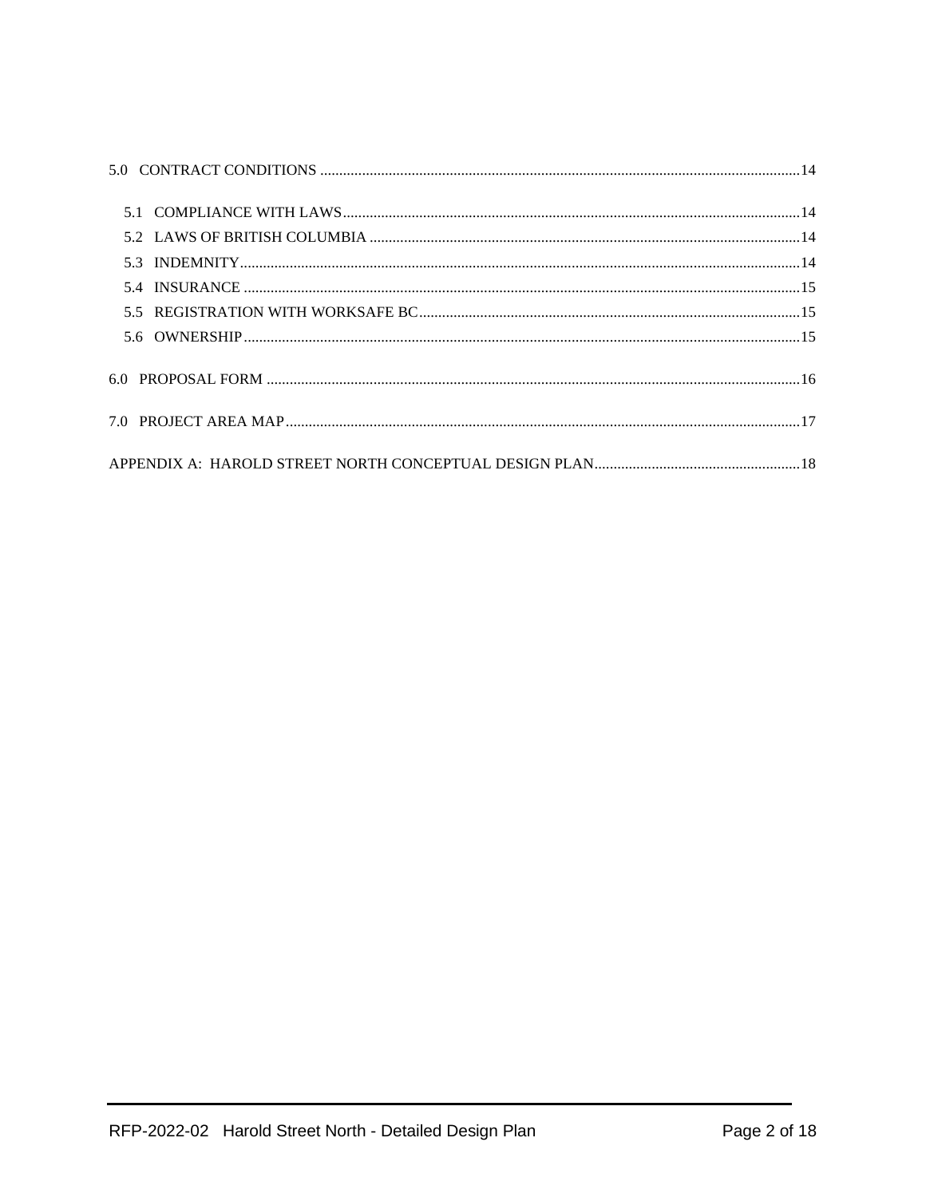5.0 CONTRACT CONDITIONS .....14

- 5.1 COMPLIANCE WITH LAWS .....14
- 5.2 LAWS OF BRITISH COLUMBIA .....14
- 5.3 INDEMNITY .....14
- 5.4 INSURANCE .....15
- 5.5 REGISTRATION WITH WORKSAFE BC .....15
- 5.6 OWNERSHIP .....15

6.0 PROPOSAL FORM .....16

7.0 PROJECT AREA MAP .....17

APPENDIX A: HAROLD STREET NORTH CONCEPTUAL DESIGN PLAN .....18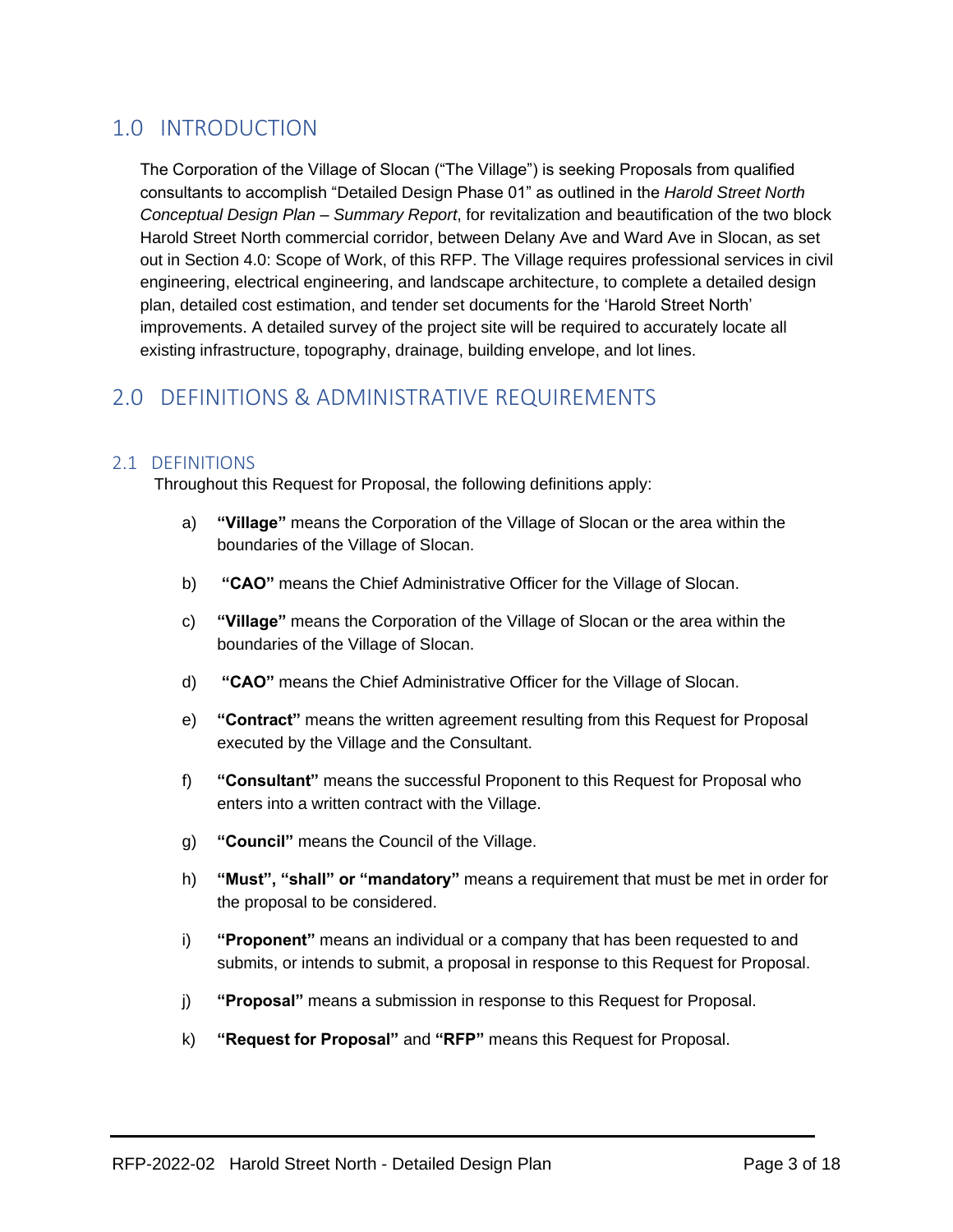# 1.0 INTRODUCTION

The Corporation of the Village of Slocan ("The Village") is seeking Proposals from qualified consultants to accomplish "Detailed Design Phase 01" as outlined in the *Harold Street North Conceptual Design Plan – Summary Report*, for revitalization and beautification of the two block Harold Street North commercial corridor, between Delany Ave and Ward Ave in Slocan, as set out in Section 4.0: Scope of Work, of this RFP. The Village requires professional services in civil engineering, electrical engineering, and landscape architecture, to complete a detailed design plan, detailed cost estimation, and tender set documents for the 'Harold Street North' improvements. A detailed survey of the project site will be required to accurately locate all existing infrastructure, topography, drainage, building envelope, and lot lines.

# 2.0 DEFINITIONS & ADMINISTRATIVE REQUIREMENTS

## 2.1 DEFINITIONS

Throughout this Request for Proposal, the following definitions apply:

a) **"Village"** means the Corporation of the Village of Slocan or the area within the boundaries of the Village of Slocan.

b) **"CAO"** means the Chief Administrative Officer for the Village of Slocan.

c) **"Village"** means the Corporation of the Village of Slocan or the area within the boundaries of the Village of Slocan.

d) **"CAO"** means the Chief Administrative Officer for the Village of Slocan.

e) **"Contract"** means the written agreement resulting from this Request for Proposal executed by the Village and the Consultant.

f) **"Consultant"** means the successful Proponent to this Request for Proposal who enters into a written contract with the Village.

g) **"Council"** means the Council of the Village.

h) **"Must", "shall" or "mandatory"** means a requirement that must be met in order for the proposal to be considered.

i) **"Proponent"** means an individual or a company that has been requested to and submits, or intends to submit, a proposal in response to this Request for Proposal.

j) **"Proposal"** means a submission in response to this Request for Proposal.

k) **"Request for Proposal"** and **"RFP"** means this Request for Proposal.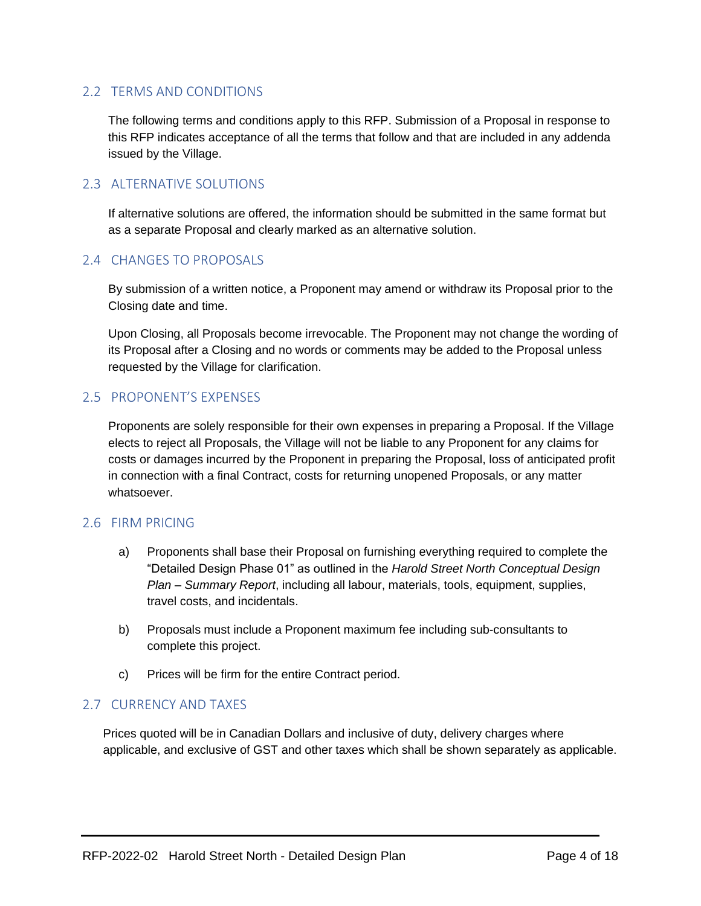## 2.2 TERMS AND CONDITIONS

The following terms and conditions apply to this RFP. Submission of a Proposal in response to this RFP indicates acceptance of all the terms that follow and that are included in any addenda issued by the Village.

## 2.3 ALTERNATIVE SOLUTIONS

If alternative solutions are offered, the information should be submitted in the same format but as a separate Proposal and clearly marked as an alternative solution.

## 2.4 CHANGES TO PROPOSALS

By submission of a written notice, a Proponent may amend or withdraw its Proposal prior to the Closing date and time.

Upon Closing, all Proposals become irrevocable. The Proponent may not change the wording of its Proposal after a Closing and no words or comments may be added to the Proposal unless requested by the Village for clarification.

## 2.5 PROPONENT'S EXPENSES

Proponents are solely responsible for their own expenses in preparing a Proposal. If the Village elects to reject all Proposals, the Village will not be liable to any Proponent for any claims for costs or damages incurred by the Proponent in preparing the Proposal, loss of anticipated profit in connection with a final Contract, costs for returning unopened Proposals, or any matter whatsoever.

## 2.6 FIRM PRICING

a) Proponents shall base their Proposal on furnishing everything required to complete the "Detailed Design Phase 01" as outlined in the *Harold Street North Conceptual Design Plan – Summary Report*, including all labour, materials, tools, equipment, supplies, travel costs, and incidentals.

b) Proposals must include a Proponent maximum fee including sub-consultants to complete this project.

c) Prices will be firm for the entire Contract period.

## 2.7 CURRENCY AND TAXES

Prices quoted will be in Canadian Dollars and inclusive of duty, delivery charges where applicable, and exclusive of GST and other taxes which shall be shown separately as applicable.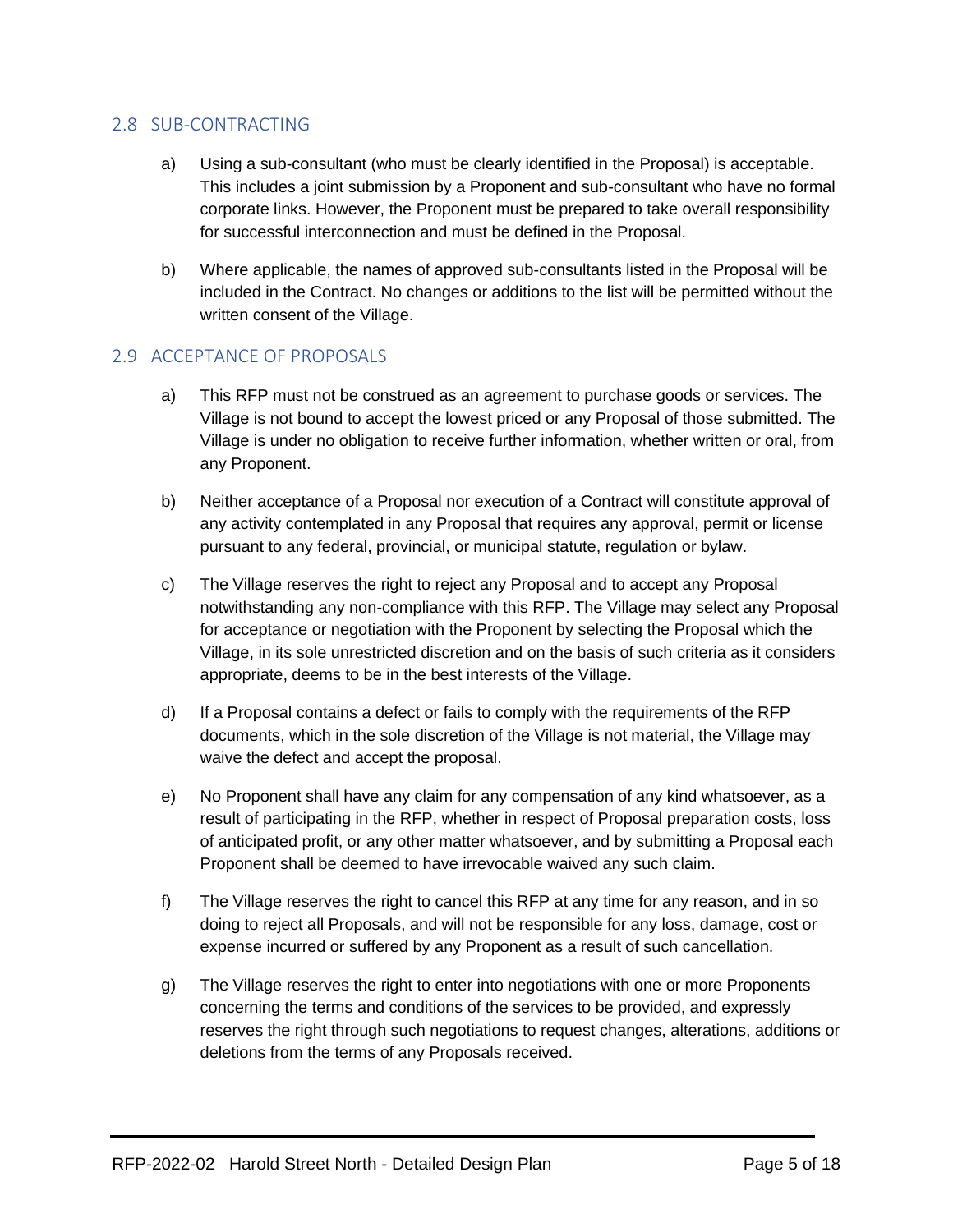## 2.8 SUB-CONTRACTING

a) Using a sub-consultant (who must be clearly identified in the Proposal) is acceptable. This includes a joint submission by a Proponent and sub-consultant who have no formal corporate links. However, the Proponent must be prepared to take overall responsibility for successful interconnection and must be defined in the Proposal.

b) Where applicable, the names of approved sub-consultants listed in the Proposal will be included in the Contract. No changes or additions to the list will be permitted without the written consent of the Village.

## 2.9 ACCEPTANCE OF PROPOSALS

a) This RFP must not be construed as an agreement to purchase goods or services. The Village is not bound to accept the lowest priced or any Proposal of those submitted. The Village is under no obligation to receive further information, whether written or oral, from any Proponent.

b) Neither acceptance of a Proposal nor execution of a Contract will constitute approval of any activity contemplated in any Proposal that requires any approval, permit or license pursuant to any federal, provincial, or municipal statute, regulation or bylaw.

c) The Village reserves the right to reject any Proposal and to accept any Proposal notwithstanding any non-compliance with this RFP. The Village may select any Proposal for acceptance or negotiation with the Proponent by selecting the Proposal which the Village, in its sole unrestricted discretion and on the basis of such criteria as it considers appropriate, deems to be in the best interests of the Village.

d) If a Proposal contains a defect or fails to comply with the requirements of the RFP documents, which in the sole discretion of the Village is not material, the Village may waive the defect and accept the proposal.

e) No Proponent shall have any claim for any compensation of any kind whatsoever, as a result of participating in the RFP, whether in respect of Proposal preparation costs, loss of anticipated profit, or any other matter whatsoever, and by submitting a Proposal each Proponent shall be deemed to have irrevocable waived any such claim.

f) The Village reserves the right to cancel this RFP at any time for any reason, and in so doing to reject all Proposals, and will not be responsible for any loss, damage, cost or expense incurred or suffered by any Proponent as a result of such cancellation.

g) The Village reserves the right to enter into negotiations with one or more Proponents concerning the terms and conditions of the services to be provided, and expressly reserves the right through such negotiations to request changes, alterations, additions or deletions from the terms of any Proposals received.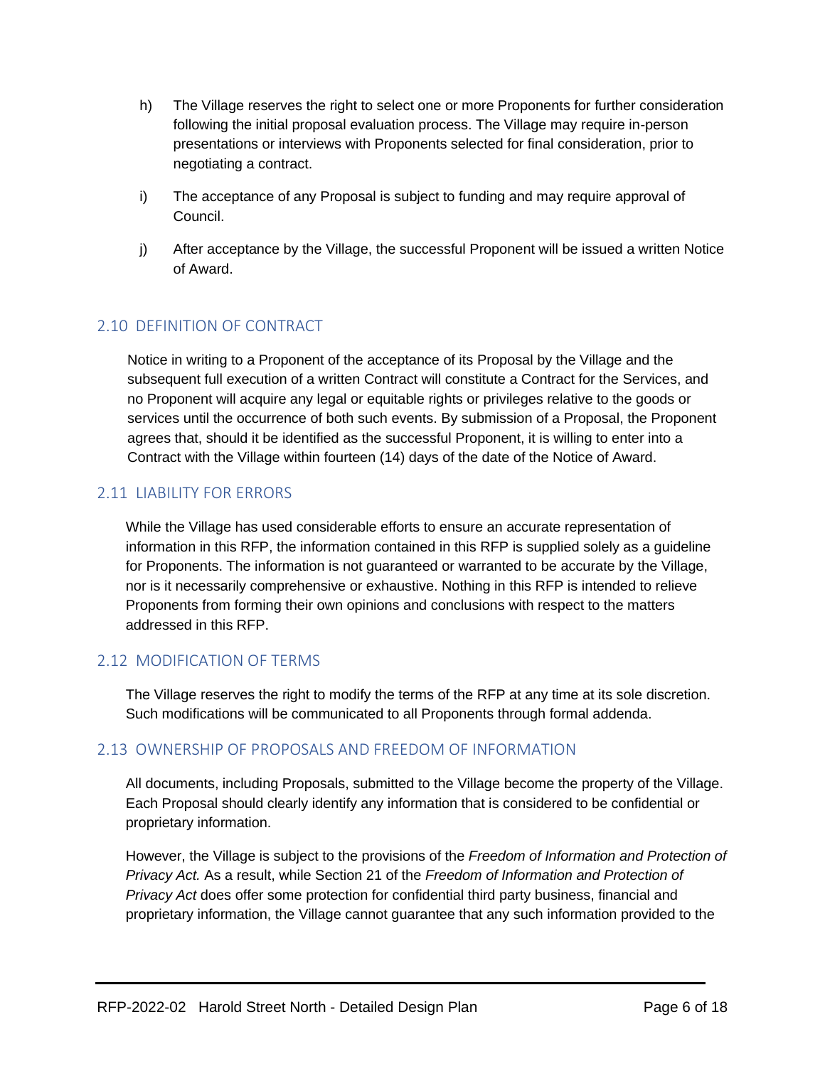h) The Village reserves the right to select one or more Proponents for further consideration following the initial proposal evaluation process. The Village may require in-person presentations or interviews with Proponents selected for final consideration, prior to negotiating a contract.

i) The acceptance of any Proposal is subject to funding and may require approval of Council.

j) After acceptance by the Village, the successful Proponent will be issued a written Notice of Award.

## 2.10 DEFINITION OF CONTRACT

Notice in writing to a Proponent of the acceptance of its Proposal by the Village and the subsequent full execution of a written Contract will constitute a Contract for the Services, and no Proponent will acquire any legal or equitable rights or privileges relative to the goods or services until the occurrence of both such events. By submission of a Proposal, the Proponent agrees that, should it be identified as the successful Proponent, it is willing to enter into a Contract with the Village within fourteen (14) days of the date of the Notice of Award.

## 2.11 LIABILITY FOR ERRORS

While the Village has used considerable efforts to ensure an accurate representation of information in this RFP, the information contained in this RFP is supplied solely as a guideline for Proponents. The information is not guaranteed or warranted to be accurate by the Village, nor is it necessarily comprehensive or exhaustive. Nothing in this RFP is intended to relieve Proponents from forming their own opinions and conclusions with respect to the matters addressed in this RFP.

## 2.12 MODIFICATION OF TERMS

The Village reserves the right to modify the terms of the RFP at any time at its sole discretion. Such modifications will be communicated to all Proponents through formal addenda.

## 2.13 OWNERSHIP OF PROPOSALS AND FREEDOM OF INFORMATION

All documents, including Proposals, submitted to the Village become the property of the Village. Each Proposal should clearly identify any information that is considered to be confidential or proprietary information.

However, the Village is subject to the provisions of the *Freedom of Information and Protection of Privacy Act.* As a result, while Section 21 of the *Freedom of Information and Protection of Privacy Act* does offer some protection for confidential third party business, financial and proprietary information, the Village cannot guarantee that any such information provided to the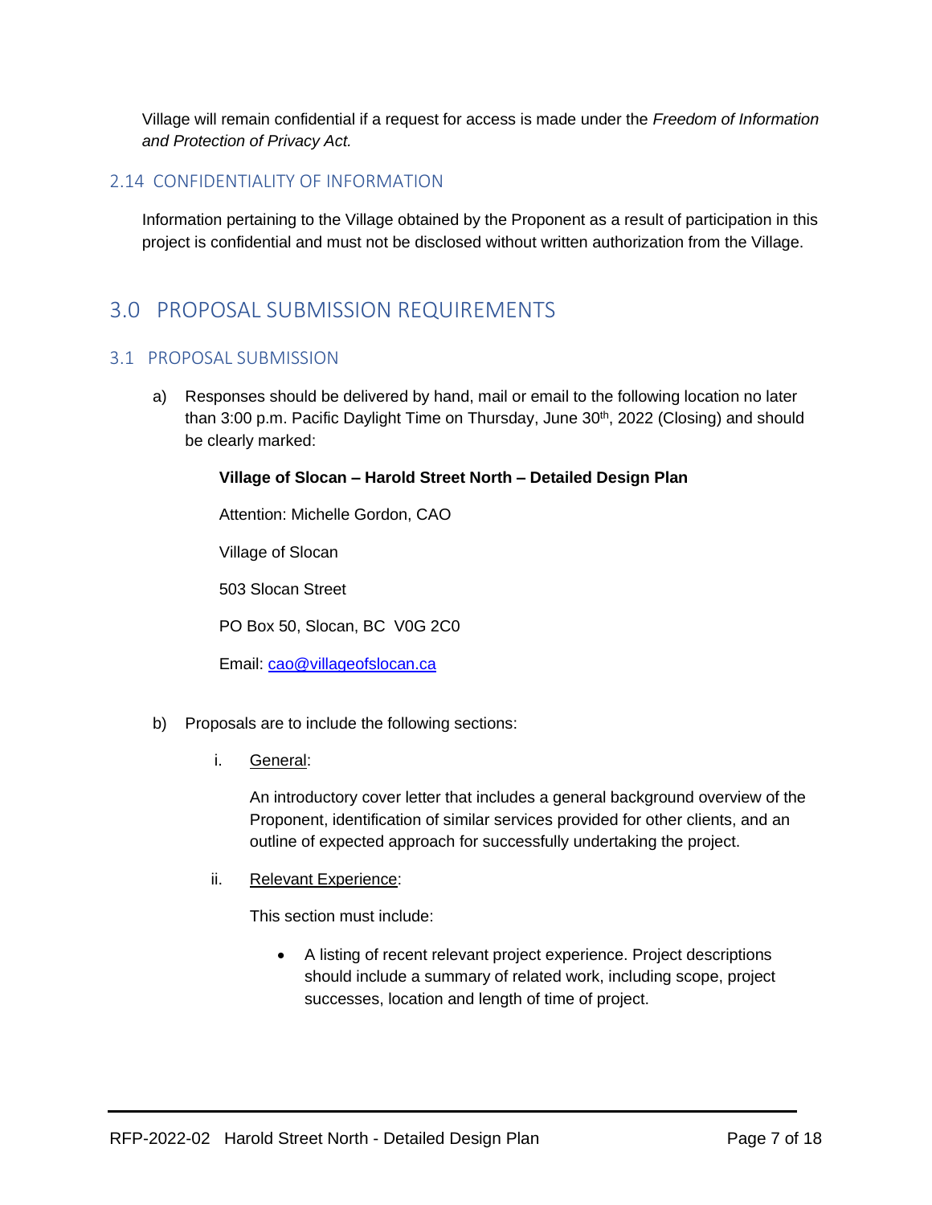Village will remain confidential if a request for access is made under the *Freedom of Information and Protection of Privacy Act.*

### 2.14 CONFIDENTIALITY OF INFORMATION

Information pertaining to the Village obtained by the Proponent as a result of participation in this project is confidential and must not be disclosed without written authorization from the Village.

## 3.0 PROPOSAL SUBMISSION REQUIREMENTS

### 3.1 PROPOSAL SUBMISSION

a) Responses should be delivered by hand, mail or email to the following location no later than 3:00 p.m. Pacific Daylight Time on Thursday, June 30th, 2022 (Closing) and should be clearly marked:

   **Village of Slocan – Harold Street North – Detailed Design Plan**

   Attention: Michelle Gordon, CAO

   Village of Slocan

   503 Slocan Street

   PO Box 50, Slocan, BC V0G 2C0

   Email: cao@villageofslocan.ca

b) Proposals are to include the following sections:

   i. General:

      An introductory cover letter that includes a general background overview of the Proponent, identification of similar services provided for other clients, and an outline of expected approach for successfully undertaking the project.

   ii. Relevant Experience:

      This section must include:

      - A listing of recent relevant project experience. Project descriptions should include a summary of related work, including scope, project successes, location and length of time of project.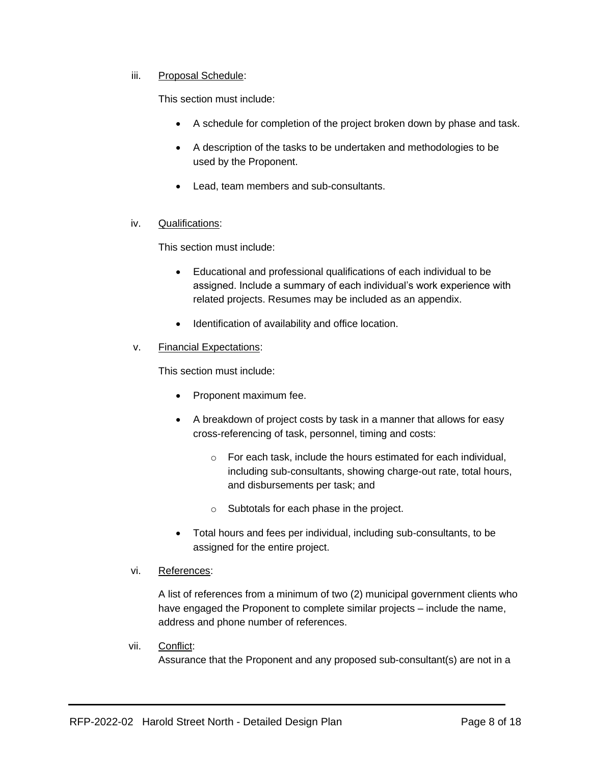iii. Proposal Schedule:

This section must include:

- A schedule for completion of the project broken down by phase and task.
- A description of the tasks to be undertaken and methodologies to be used by the Proponent.
- Lead, team members and sub-consultants.

iv. Qualifications:

This section must include:

- Educational and professional qualifications of each individual to be assigned. Include a summary of each individual's work experience with related projects. Resumes may be included as an appendix.
- Identification of availability and office location.

v. Financial Expectations:

This section must include:

- Proponent maximum fee.
- A breakdown of project costs by task in a manner that allows for easy cross-referencing of task, personnel, timing and costs:
  - For each task, include the hours estimated for each individual, including sub-consultants, showing charge-out rate, total hours, and disbursements per task; and
  - Subtotals for each phase in the project.
- Total hours and fees per individual, including sub-consultants, to be assigned for the entire project.

vi. References:

A list of references from a minimum of two (2) municipal government clients who have engaged the Proponent to complete similar projects – include the name, address and phone number of references.

vii. Conflict:

Assurance that the Proponent and any proposed sub-consultant(s) are not in a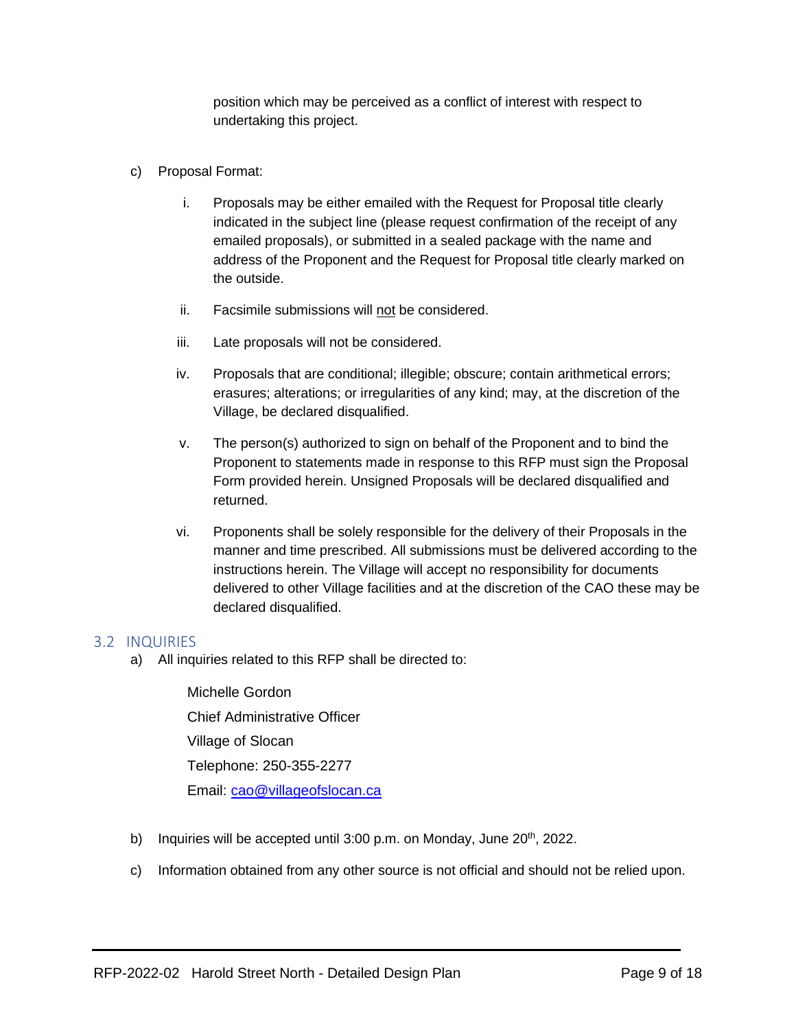position which may be perceived as a conflict of interest with respect to undertaking this project.

c) Proposal Format:

   i. Proposals may be either emailed with the Request for Proposal title clearly indicated in the subject line (please request confirmation of the receipt of any emailed proposals), or submitted in a sealed package with the name and address of the Proponent and the Request for Proposal title clearly marked on the outside.

   ii. Facsimile submissions will not be considered.

   iii. Late proposals will not be considered.

   iv. Proposals that are conditional; illegible; obscure; contain arithmetical errors; erasures; alterations; or irregularities of any kind; may, at the discretion of the Village, be declared disqualified.

   v. The person(s) authorized to sign on behalf of the Proponent and to bind the Proponent to statements made in response to this RFP must sign the Proposal Form provided herein. Unsigned Proposals will be declared disqualified and returned.

   vi. Proponents shall be solely responsible for the delivery of their Proposals in the manner and time prescribed. All submissions must be delivered according to the instructions herein. The Village will accept no responsibility for documents delivered to other Village facilities and at the discretion of the CAO these may be declared disqualified.

## 3.2 INQUIRIES

a) All inquiries related to this RFP shall be directed to:

   Michelle Gordon
   Chief Administrative Officer
   Village of Slocan
   Telephone: 250-355-2277
   Email: cao@villageofslocan.ca

b) Inquiries will be accepted until 3:00 p.m. on Monday, June 20th, 2022.

c) Information obtained from any other source is not official and should not be relied upon.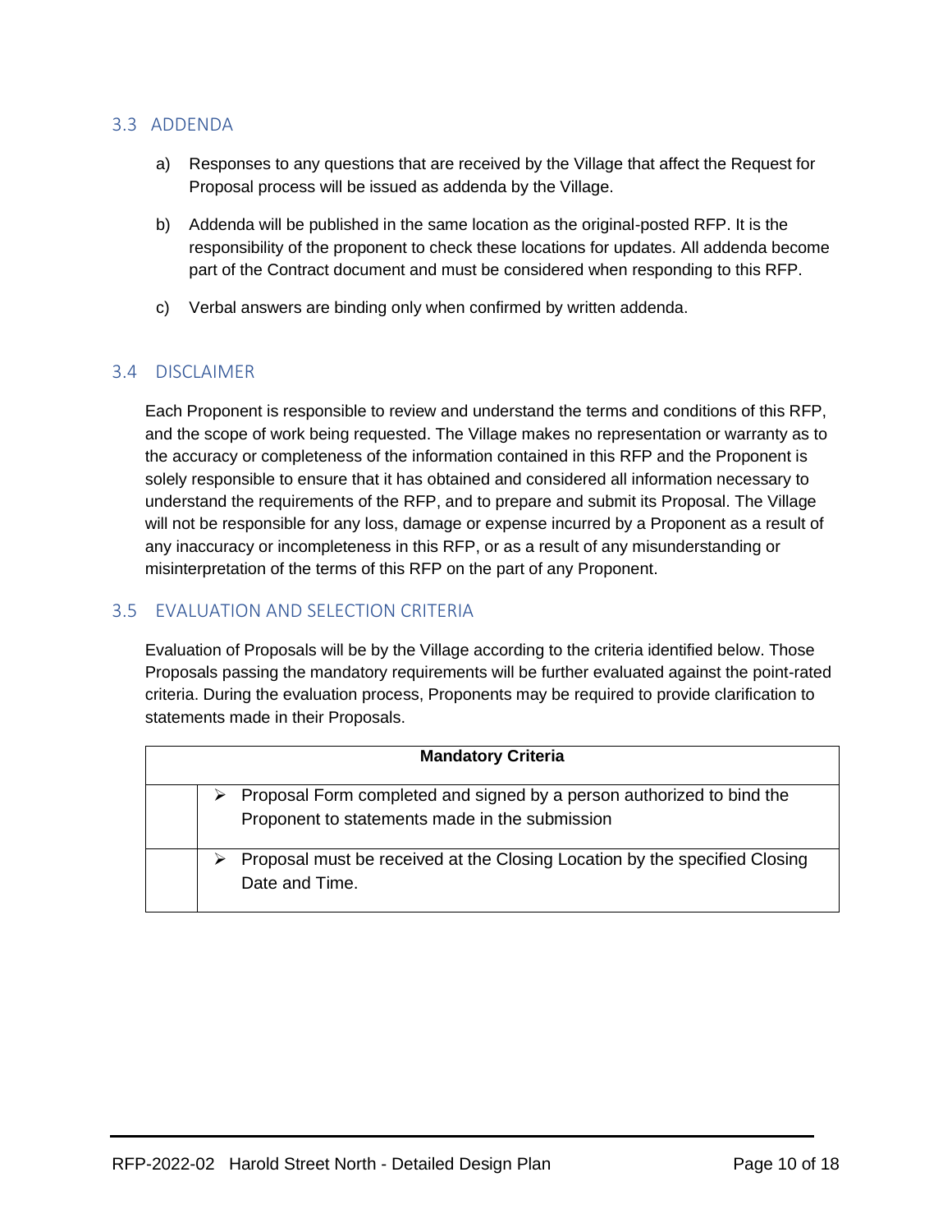## 3.3 ADDENDA

a) Responses to any questions that are received by the Village that affect the Request for Proposal process will be issued as addenda by the Village.

b) Addenda will be published in the same location as the original-posted RFP. It is the responsibility of the proponent to check these locations for updates. All addenda become part of the Contract document and must be considered when responding to this RFP.

c) Verbal answers are binding only when confirmed by written addenda.

## 3.4 DISCLAIMER

Each Proponent is responsible to review and understand the terms and conditions of this RFP, and the scope of work being requested. The Village makes no representation or warranty as to the accuracy or completeness of the information contained in this RFP and the Proponent is solely responsible to ensure that it has obtained and considered all information necessary to understand the requirements of the RFP, and to prepare and submit its Proposal. The Village will not be responsible for any loss, damage or expense incurred by a Proponent as a result of any inaccuracy or incompleteness in this RFP, or as a result of any misunderstanding or misinterpretation of the terms of this RFP on the part of any Proponent.

## 3.5 EVALUATION AND SELECTION CRITERIA

Evaluation of Proposals will be by the Village according to the criteria identified below. Those Proposals passing the mandatory requirements will be further evaluated against the point-rated criteria. During the evaluation process, Proponents may be required to provide clarification to statements made in their Proposals.

| **Mandatory Criteria** | |
|---|---|
| | ➢ Proposal Form completed and signed by a person authorized to bind the Proponent to statements made in the submission |
| | ➢ Proposal must be received at the Closing Location by the specified Closing Date and Time. |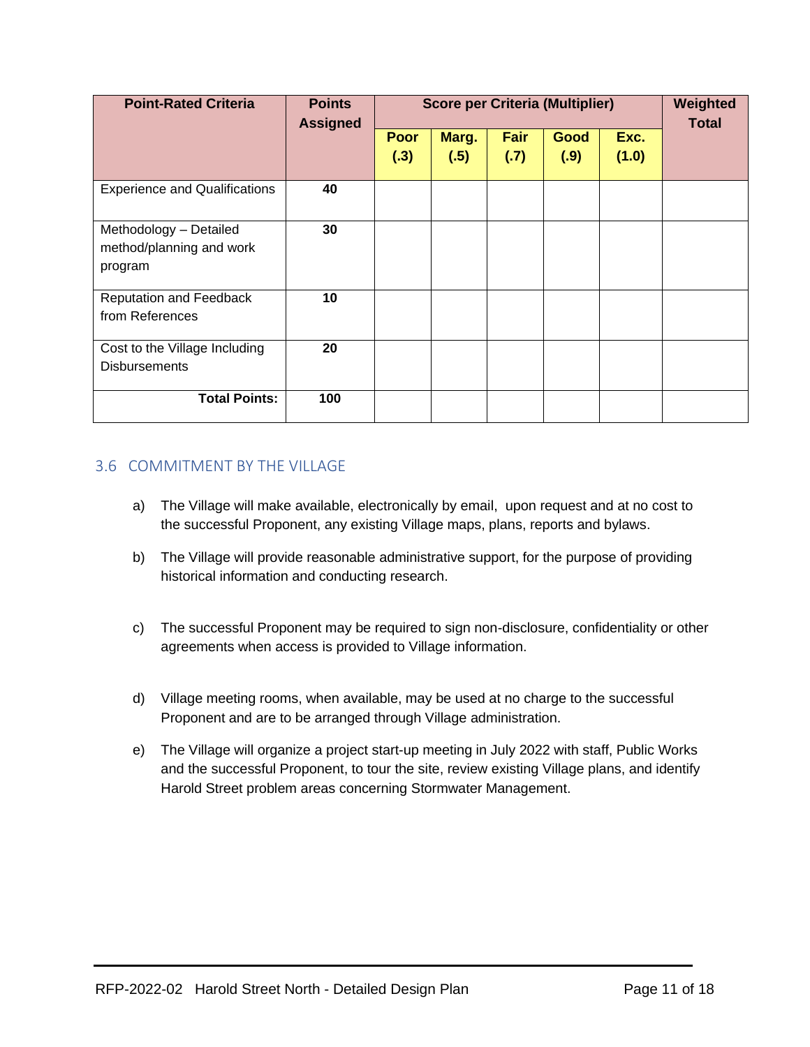| Point-Rated Criteria | Points Assigned | Score per Criteria (Multiplier) | | | | | Weighted Total |
|---|---|---|---|---|---|---|---|
| | | Poor (.3) | Marg. (.5) | Fair (.7) | Good (.9) | Exc. (1.0) | |
| Experience and Qualifications | 40 | | | | | | |
| Methodology – Detailed method/planning and work program | 30 | | | | | | |
| Reputation and Feedback from References | 10 | | | | | | |
| Cost to the Village Including Disbursements | 20 | | | | | | |
| **Total Points:** | 100 | | | | | | |

## 3.6 COMMITMENT BY THE VILLAGE

a) The Village will make available, electronically by email, upon request and at no cost to the successful Proponent, any existing Village maps, plans, reports and bylaws.

b) The Village will provide reasonable administrative support, for the purpose of providing historical information and conducting research.

c) The successful Proponent may be required to sign non-disclosure, confidentiality or other agreements when access is provided to Village information.

d) Village meeting rooms, when available, may be used at no charge to the successful Proponent and are to be arranged through Village administration.

e) The Village will organize a project start-up meeting in July 2022 with staff, Public Works and the successful Proponent, to tour the site, review existing Village plans, and identify Harold Street problem areas concerning Stormwater Management.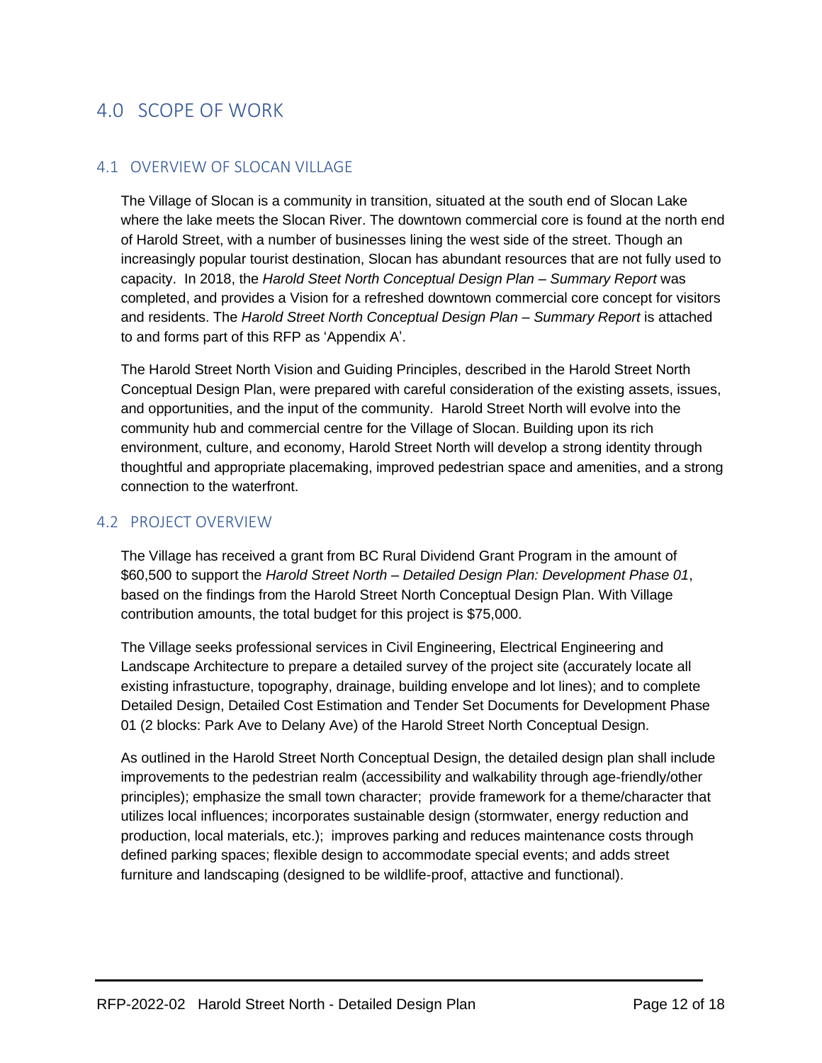# 4.0 SCOPE OF WORK

## 4.1 OVERVIEW OF SLOCAN VILLAGE

The Village of Slocan is a community in transition, situated at the south end of Slocan Lake where the lake meets the Slocan River. The downtown commercial core is found at the north end of Harold Street, with a number of businesses lining the west side of the street. Though an increasingly popular tourist destination, Slocan has abundant resources that are not fully used to capacity. In 2018, the *Harold Steet North Conceptual Design Plan – Summary Report* was completed, and provides a Vision for a refreshed downtown commercial core concept for visitors and residents. The *Harold Street North Conceptual Design Plan – Summary Report* is attached to and forms part of this RFP as 'Appendix A'.

The Harold Street North Vision and Guiding Principles, described in the Harold Street North Conceptual Design Plan, were prepared with careful consideration of the existing assets, issues, and opportunities, and the input of the community. Harold Street North will evolve into the community hub and commercial centre for the Village of Slocan. Building upon its rich environment, culture, and economy, Harold Street North will develop a strong identity through thoughtful and appropriate placemaking, improved pedestrian space and amenities, and a strong connection to the waterfront.

## 4.2 PROJECT OVERVIEW

The Village has received a grant from BC Rural Dividend Grant Program in the amount of $60,500 to support the *Harold Street North – Detailed Design Plan: Development Phase 01*, based on the findings from the Harold Street North Conceptual Design Plan. With Village contribution amounts, the total budget for this project is $75,000.

The Village seeks professional services in Civil Engineering, Electrical Engineering and Landscape Architecture to prepare a detailed survey of the project site (accurately locate all existing infrastucture, topography, drainage, building envelope and lot lines); and to complete Detailed Design, Detailed Cost Estimation and Tender Set Documents for Development Phase 01 (2 blocks: Park Ave to Delany Ave) of the Harold Street North Conceptual Design.

As outlined in the Harold Street North Conceptual Design, the detailed design plan shall include improvements to the pedestrian realm (accessibility and walkability through age-friendly/other principles); emphasize the small town character; provide framework for a theme/character that utilizes local influences; incorporates sustainable design (stormwater, energy reduction and production, local materials, etc.); improves parking and reduces maintenance costs through defined parking spaces; flexible design to accommodate special events; and adds street furniture and landscaping (designed to be wildlife-proof, attactive and functional).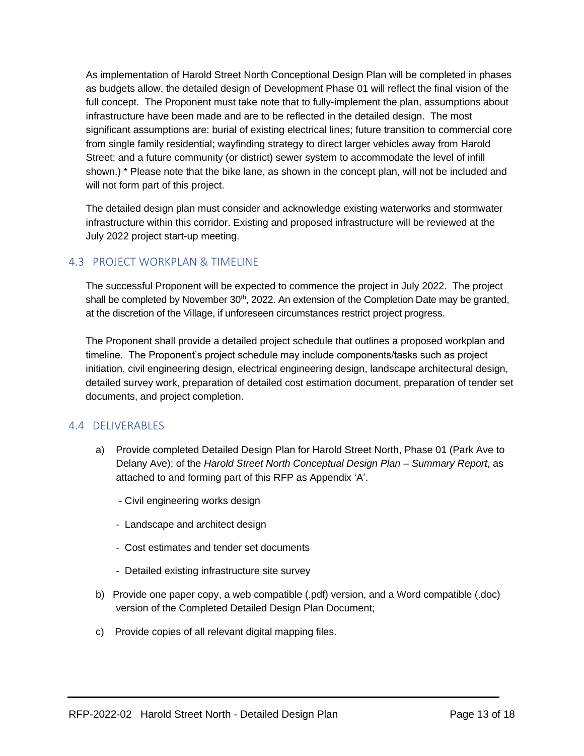As implementation of Harold Street North Conceptional Design Plan will be completed in phases as budgets allow, the detailed design of Development Phase 01 will reflect the final vision of the full concept. The Proponent must take note that to fully-implement the plan, assumptions about infrastructure have been made and are to be reflected in the detailed design. The most significant assumptions are: burial of existing electrical lines; future transition to commercial core from single family residential; wayfinding strategy to direct larger vehicles away from Harold Street; and a future community (or district) sewer system to accommodate the level of infill shown.) * Please note that the bike lane, as shown in the concept plan, will not be included and will not form part of this project.

The detailed design plan must consider and acknowledge existing waterworks and stormwater infrastructure within this corridor. Existing and proposed infrastructure will be reviewed at the July 2022 project start-up meeting.

## 4.3 PROJECT WORKPLAN & TIMELINE

The successful Proponent will be expected to commence the project in July 2022. The project shall be completed by November 30th, 2022. An extension of the Completion Date may be granted, at the discretion of the Village, if unforeseen circumstances restrict project progress.

The Proponent shall provide a detailed project schedule that outlines a proposed workplan and timeline. The Proponent's project schedule may include components/tasks such as project initiation, civil engineering design, electrical engineering design, landscape architectural design, detailed survey work, preparation of detailed cost estimation document, preparation of tender set documents, and project completion.

## 4.4 DELIVERABLES

a) Provide completed Detailed Design Plan for Harold Street North, Phase 01 (Park Ave to Delany Ave); of the *Harold Street North Conceptual Design Plan – Summary Report*, as attached to and forming part of this RFP as Appendix 'A'.

- Civil engineering works design
- Landscape and architect design
- Cost estimates and tender set documents
- Detailed existing infrastructure site survey

b) Provide one paper copy, a web compatible (.pdf) version, and a Word compatible (.doc) version of the Completed Detailed Design Plan Document;

c) Provide copies of all relevant digital mapping files.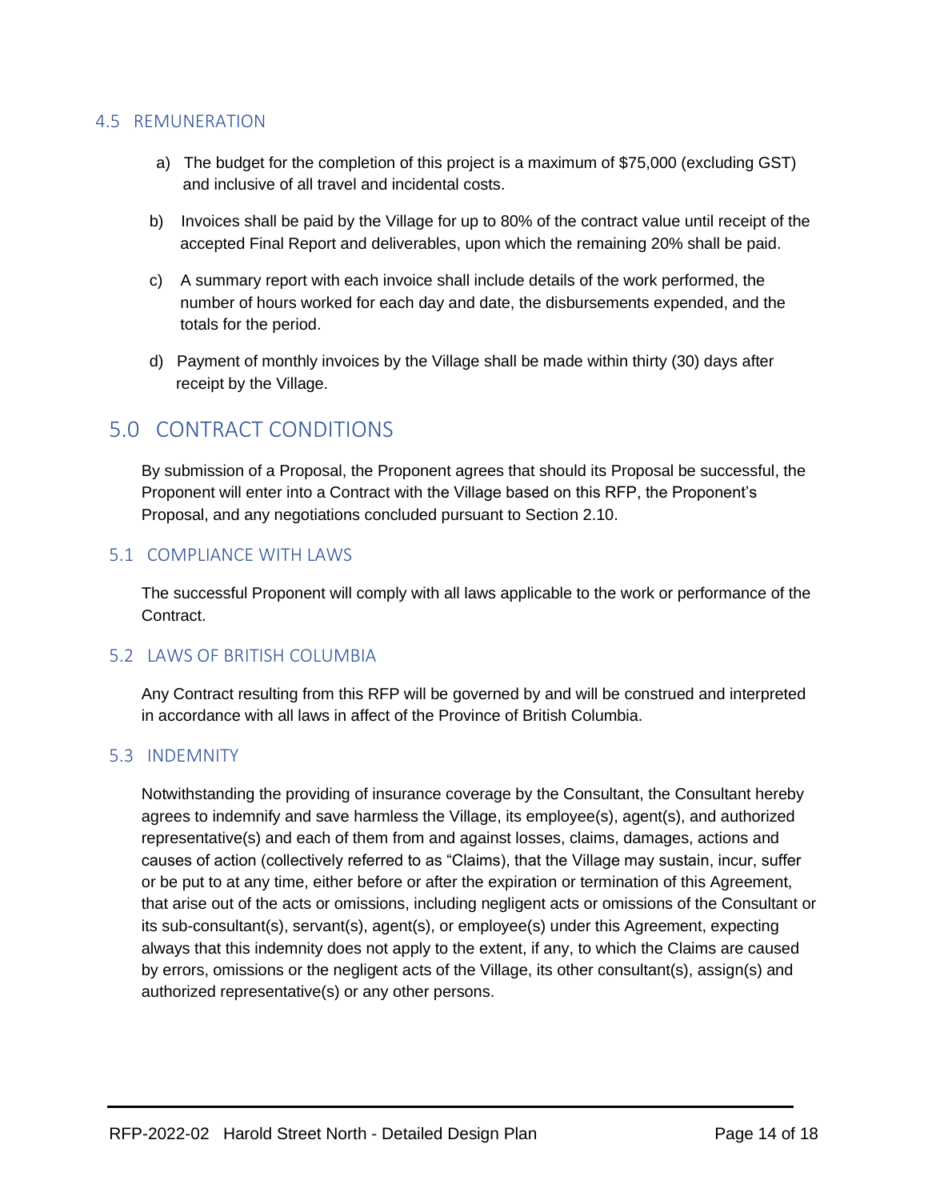### 4.5 REMUNERATION

a) The budget for the completion of this project is a maximum of $75,000 (excluding GST) and inclusive of all travel and incidental costs.

b) Invoices shall be paid by the Village for up to 80% of the contract value until receipt of the accepted Final Report and deliverables, upon which the remaining 20% shall be paid.

c) A summary report with each invoice shall include details of the work performed, the number of hours worked for each day and date, the disbursements expended, and the totals for the period.

d) Payment of monthly invoices by the Village shall be made within thirty (30) days after receipt by the Village.

## 5.0 CONTRACT CONDITIONS

By submission of a Proposal, the Proponent agrees that should its Proposal be successful, the Proponent will enter into a Contract with the Village based on this RFP, the Proponent's Proposal, and any negotiations concluded pursuant to Section 2.10.

### 5.1 COMPLIANCE WITH LAWS

The successful Proponent will comply with all laws applicable to the work or performance of the Contract.

### 5.2 LAWS OF BRITISH COLUMBIA

Any Contract resulting from this RFP will be governed by and will be construed and interpreted in accordance with all laws in affect of the Province of British Columbia.

### 5.3 INDEMNITY

Notwithstanding the providing of insurance coverage by the Consultant, the Consultant hereby agrees to indemnify and save harmless the Village, its employee(s), agent(s), and authorized representative(s) and each of them from and against losses, claims, damages, actions and causes of action (collectively referred to as "Claims), that the Village may sustain, incur, suffer or be put to at any time, either before or after the expiration or termination of this Agreement, that arise out of the acts or omissions, including negligent acts or omissions of the Consultant or its sub-consultant(s), servant(s), agent(s), or employee(s) under this Agreement, expecting always that this indemnity does not apply to the extent, if any, to which the Claims are caused by errors, omissions or the negligent acts of the Village, its other consultant(s), assign(s) and authorized representative(s) or any other persons.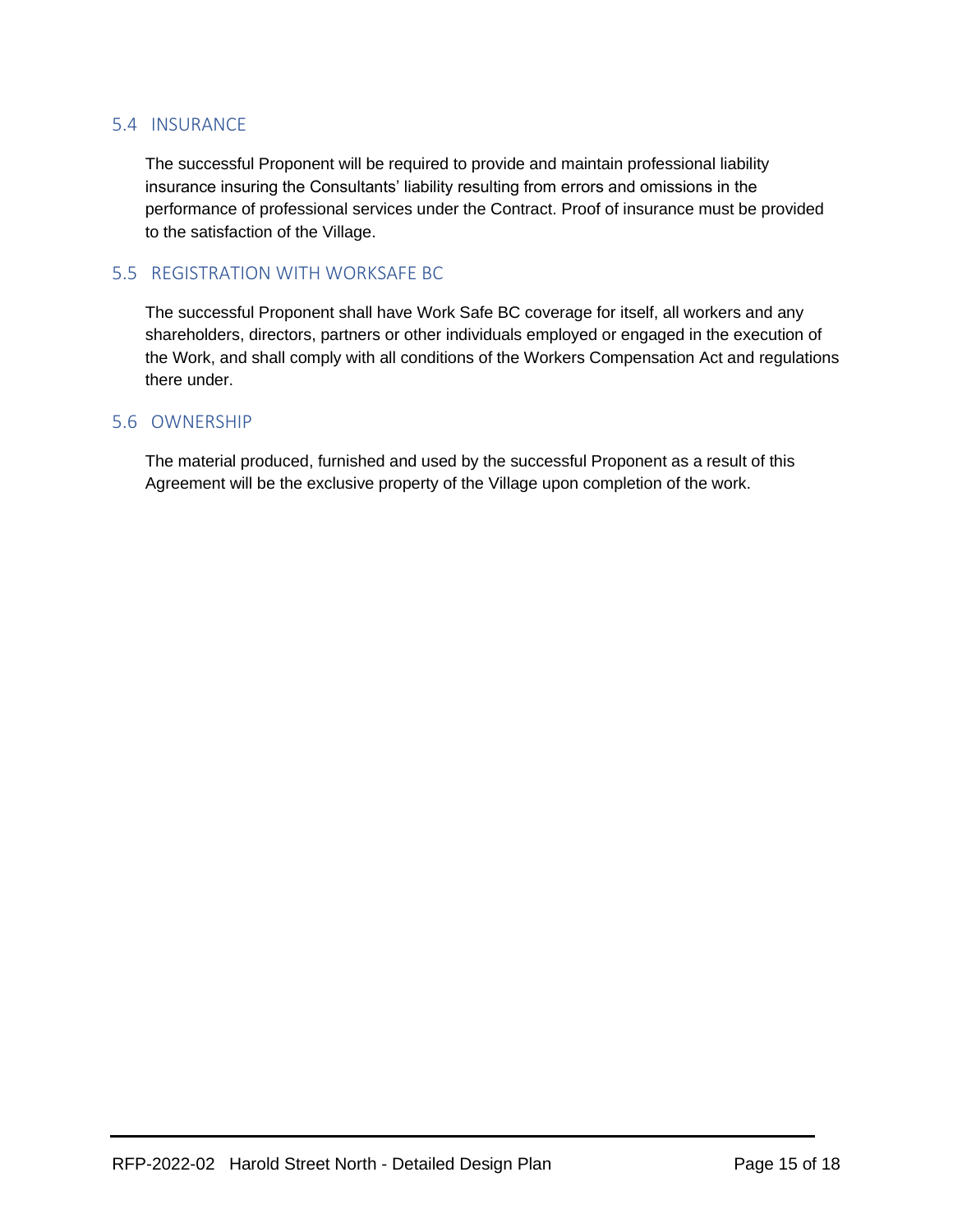## 5.4 INSURANCE

The successful Proponent will be required to provide and maintain professional liability insurance insuring the Consultants' liability resulting from errors and omissions in the performance of professional services under the Contract. Proof of insurance must be provided to the satisfaction of the Village.

## 5.5 REGISTRATION WITH WORKSAFE BC

The successful Proponent shall have Work Safe BC coverage for itself, all workers and any shareholders, directors, partners or other individuals employed or engaged in the execution of the Work, and shall comply with all conditions of the Workers Compensation Act and regulations there under.

## 5.6 OWNERSHIP

The material produced, furnished and used by the successful Proponent as a result of this Agreement will be the exclusive property of the Village upon completion of the work.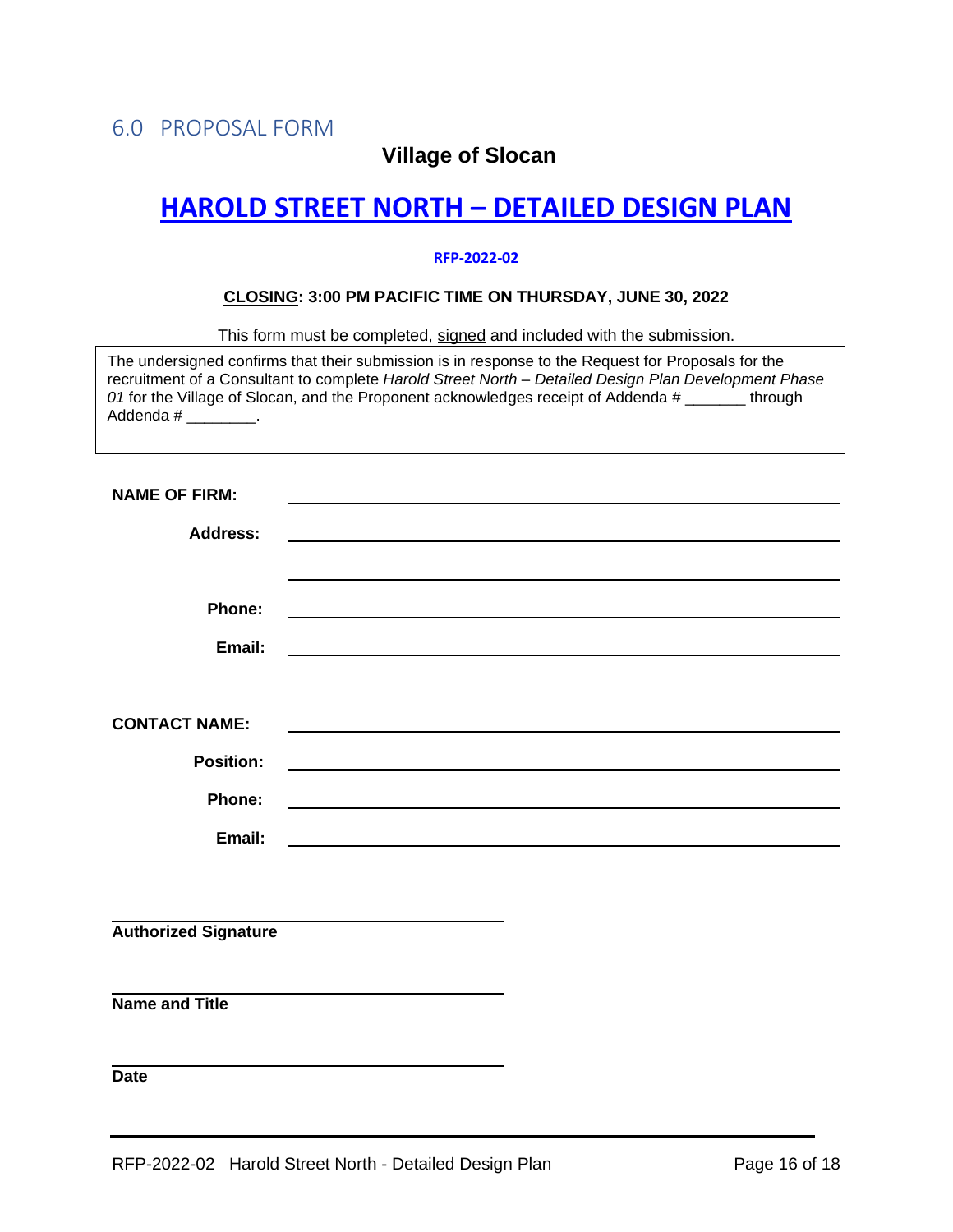## 6.0 PROPOSAL FORM

### Village of Slocan

# HAROLD STREET NORTH – DETAILED DESIGN PLAN

**RFP-2022-02**

**CLOSING: 3:00 PM PACIFIC TIME ON THURSDAY, JUNE 30, 2022**

This form must be completed, signed and included with the submission.

The undersigned confirms that their submission is in response to the Request for Proposals for the recruitment of a Consultant to complete *Harold Street North – Detailed Design Plan Development Phase 01* for the Village of Slocan, and the Proponent acknowledges receipt of Addenda # _______ through Addenda # ________.

**NAME OF FIRM:** ______________________________

**Address:** ______________________________

______________________________

**Phone:** ______________________________

**Email:** ______________________________

**CONTACT NAME:** ______________________________

**Position:** ______________________________

**Phone:** ______________________________

**Email:** ______________________________

______________________________
**Authorized Signature**

______________________________
**Name and Title**

______________________________
**Date**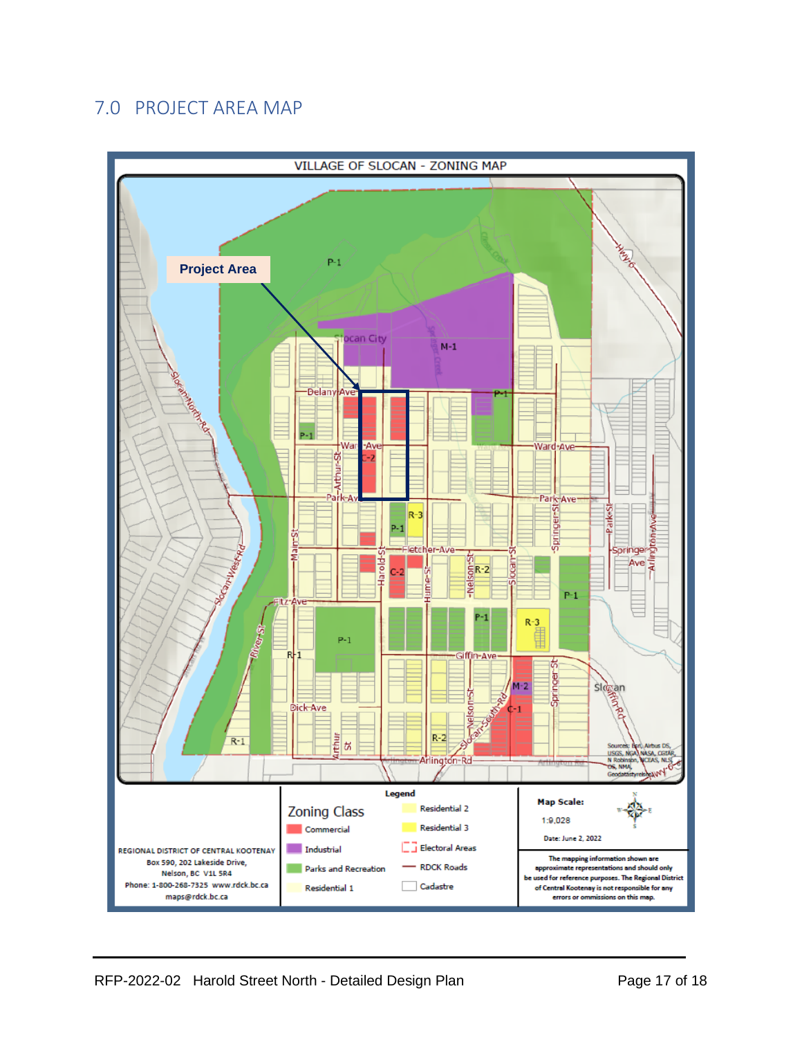## 7.0 PROJECT AREA MAP

VILLAGE OF SLOCAN - ZONING MAP

Project Area

P-1

Slocan City

M-1

Delany Ave

P-1

P-1

Ward Ave

Ward Ave

C-2

Arthur St

Park Ave

Park Ave

R-3

P-1

Main St

Fletcher Ave

Harold St

C-2

Hume St

Nelson St

R-2

Slocan St

Springer St

Park St

Springer Ave

Arlington Ave

P-1

Fitz Ave

P-1

R-3

P-1

R-1

Giffin Ave

River St

M-2

Slocan

C-1

Springer St

Giffin Rd

Dick Ave

Nelson St

Slocan South Rd

R-1

Arthur St

R-2

Arlington Rd

Arlington Rd

Hwy 6

Hwy 6

Slocan North Rd

Slocan West Rd

Sources: Esri, Airbus DS, USGS, NGA, NASA, CGIAR, N Robinson, NCEAS, NLS, OS, NMA, Geodatastyrelsen

REGIONAL DISTRICT OF CENTRAL KOOTENAY
Box 590, 202 Lakeside Drive,
Nelson, BC V1L 5R4
Phone: 1-800-268-7325 www.rdck.bc.ca
maps@rdck.bc.ca

Legend

Zoning Class

Commercial

Industrial

Parks and Recreation

Residential 1

Residential 2

Residential 3

Electoral Areas

RDCK Roads

Cadastre

Map Scale:

1:9,028

Date: June 2, 2022

The mapping information shown are approximate representations and should only be used for reference purposes. The Regional District of Central Kootenay is not responsible for any errors or ommissions on this map.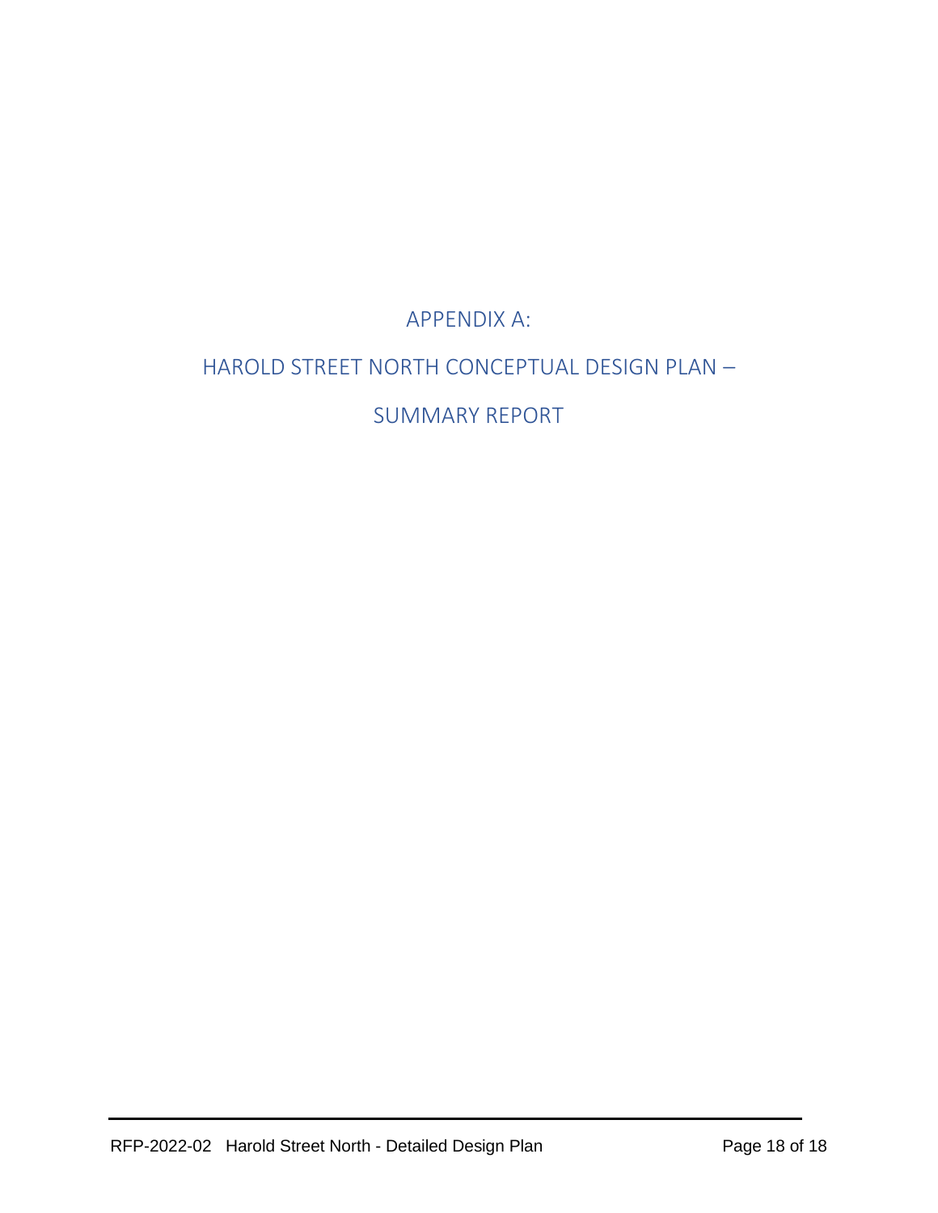# APPENDIX A:

# HAROLD STREET NORTH CONCEPTUAL DESIGN PLAN –

# SUMMARY REPORT